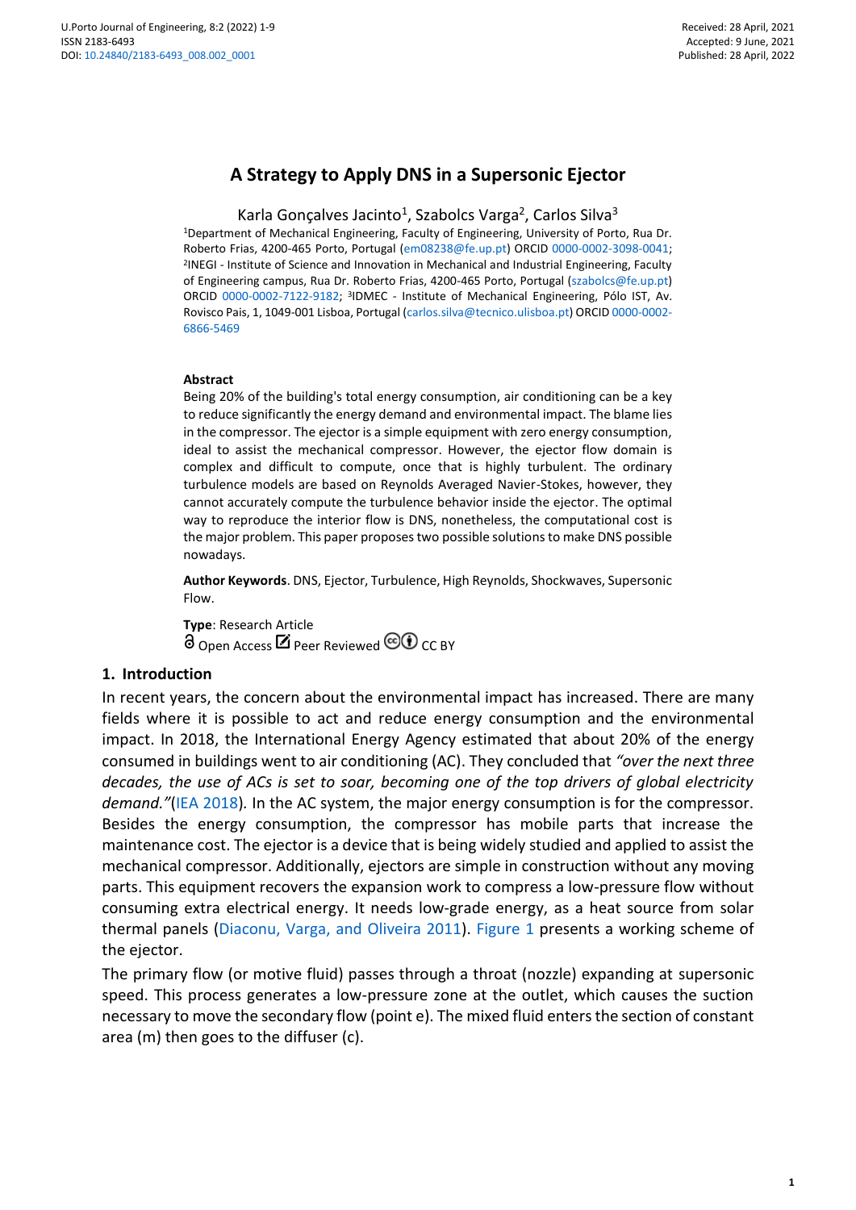# A Strategy to Apply DNS in a Supersonic Ejector

Karla Gonçalves Jacinto[1], Szabolcs Varga[2], Carlos Silva[3]

[1]Department of Mechanical Engineering, Faculty of Engineering, University of Porto, Rua Dr. Roberto Frias, 4200-465 Porto, Portugal (em08238@fe.up.pt) ORCID 0000-0002-3098-0041; [2]INEGI - Institute of Science and Innovation in Mechanical and Industrial Engineering, Faculty of Engineering campus, Rua Dr. Roberto Frias, 4200-465 Porto, Portugal (szabolcs@fe.up.pt) ORCID 0000-0002-7122-9182; [3]IDMEC - Institute of Mechanical Engineering, Pólo IST, Av. Rovisco Pais, 1, 1049-001 Lisboa, Portugal (carlos.silva@tecnico.ulisboa.pt) ORCID 0000-0002-6866-5469

#### Abstract

Being 20% of the building's total energy consumption, air conditioning can be a key to reduce significantly the energy demand and environmental impact. The blame lies in the compressor. The ejector is a simple equipment with zero energy consumption, ideal to assist the mechanical compressor. However, the ejector flow domain is complex and difficult to compute, once that is highly turbulent. The ordinary turbulence models are based on Reynolds Averaged Navier-Stokes, however, they cannot accurately compute the turbulence behavior inside the ejector. The optimal way to reproduce the interior flow is DNS, nonetheless, the computational cost is the major problem. This paper proposes two possible solutions to make DNS possible nowadays.

**Author Keywords**. DNS, Ejector, Turbulence, High Reynolds, Shockwaves, Supersonic Flow.

**Type**: Research Article
Open Access Peer Reviewed CC BY

## 1. Introduction

In recent years, the concern about the environmental impact has increased. There are many fields where it is possible to act and reduce energy consumption and the environmental impact. In 2018, the International Energy Agency estimated that about 20% of the energy consumed in buildings went to air conditioning (AC). They concluded that *"over the next three decades, the use of ACs is set to soar, becoming one of the top drivers of global electricity demand."*(IEA 2018)*.* In the AC system, the major energy consumption is for the compressor. Besides the energy consumption, the compressor has mobile parts that increase the maintenance cost. The ejector is a device that is being widely studied and applied to assist the mechanical compressor. Additionally, ejectors are simple in construction without any moving parts. This equipment recovers the expansion work to compress a low-pressure flow without consuming extra electrical energy. It needs low-grade energy, as a heat source from solar thermal panels (Diaconu, Varga, and Oliveira 2011). Figure 1 presents a working scheme of the ejector.

The primary flow (or motive fluid) passes through a throat (nozzle) expanding at supersonic speed. This process generates a low-pressure zone at the outlet, which causes the suction necessary to move the secondary flow (point e). The mixed fluid enters the section of constant area (m) then goes to the diffuser (c).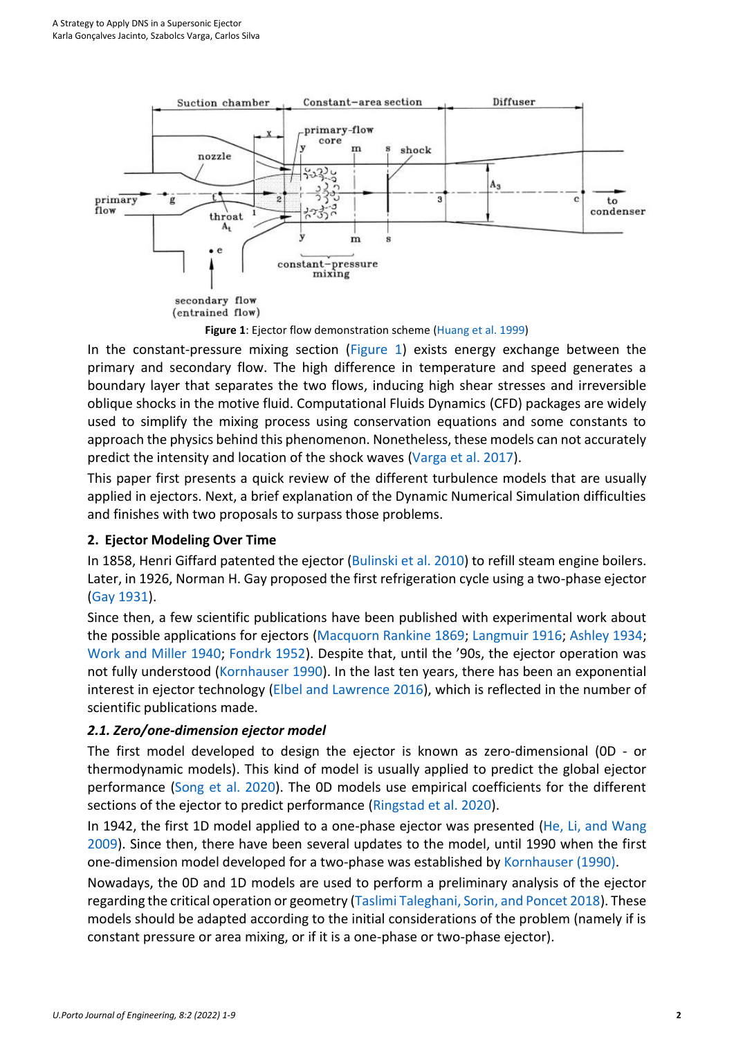Figure 1: Ejector flow demonstration scheme (Huang et al. 1999)

In the constant-pressure mixing section (Figure 1) exists energy exchange between the primary and secondary flow. The high difference in temperature and speed generates a boundary layer that separates the two flows, inducing high shear stresses and irreversible oblique shocks in the motive fluid. Computational Fluids Dynamics (CFD) packages are widely used to simplify the mixing process using conservation equations and some constants to approach the physics behind this phenomenon. Nonetheless, these models can not accurately predict the intensity and location of the shock waves (Varga et al. 2017).

This paper first presents a quick review of the different turbulence models that are usually applied in ejectors. Next, a brief explanation of the Dynamic Numerical Simulation difficulties and finishes with two proposals to surpass those problems.

## 2. Ejector Modeling Over Time

In 1858, Henri Giffard patented the ejector (Bulinski et al. 2010) to refill steam engine boilers. Later, in 1926, Norman H. Gay proposed the first refrigeration cycle using a two-phase ejector (Gay 1931).

Since then, a few scientific publications have been published with experimental work about the possible applications for ejectors (Macquorn Rankine 1869; Langmuir 1916; Ashley 1934; Work and Miller 1940; Fondrk 1952). Despite that, until the '90s, the ejector operation was not fully understood (Kornhauser 1990). In the last ten years, there has been an exponential interest in ejector technology (Elbel and Lawrence 2016), which is reflected in the number of scientific publications made.

### *2.1. Zero/one-dimension ejector model*

The first model developed to design the ejector is known as zero-dimensional (0D - or thermodynamic models). This kind of model is usually applied to predict the global ejector performance (Song et al. 2020). The 0D models use empirical coefficients for the different sections of the ejector to predict performance (Ringstad et al. 2020).

In 1942, the first 1D model applied to a one-phase ejector was presented (He, Li, and Wang 2009). Since then, there have been several updates to the model, until 1990 when the first one-dimension model developed for a two-phase was established by Kornhauser (1990).

Nowadays, the 0D and 1D models are used to perform a preliminary analysis of the ejector regarding the critical operation or geometry (Taslimi Taleghani, Sorin, and Poncet 2018). These models should be adapted according to the initial considerations of the problem (namely if is constant pressure or area mixing, or if it is a one-phase or two-phase ejector).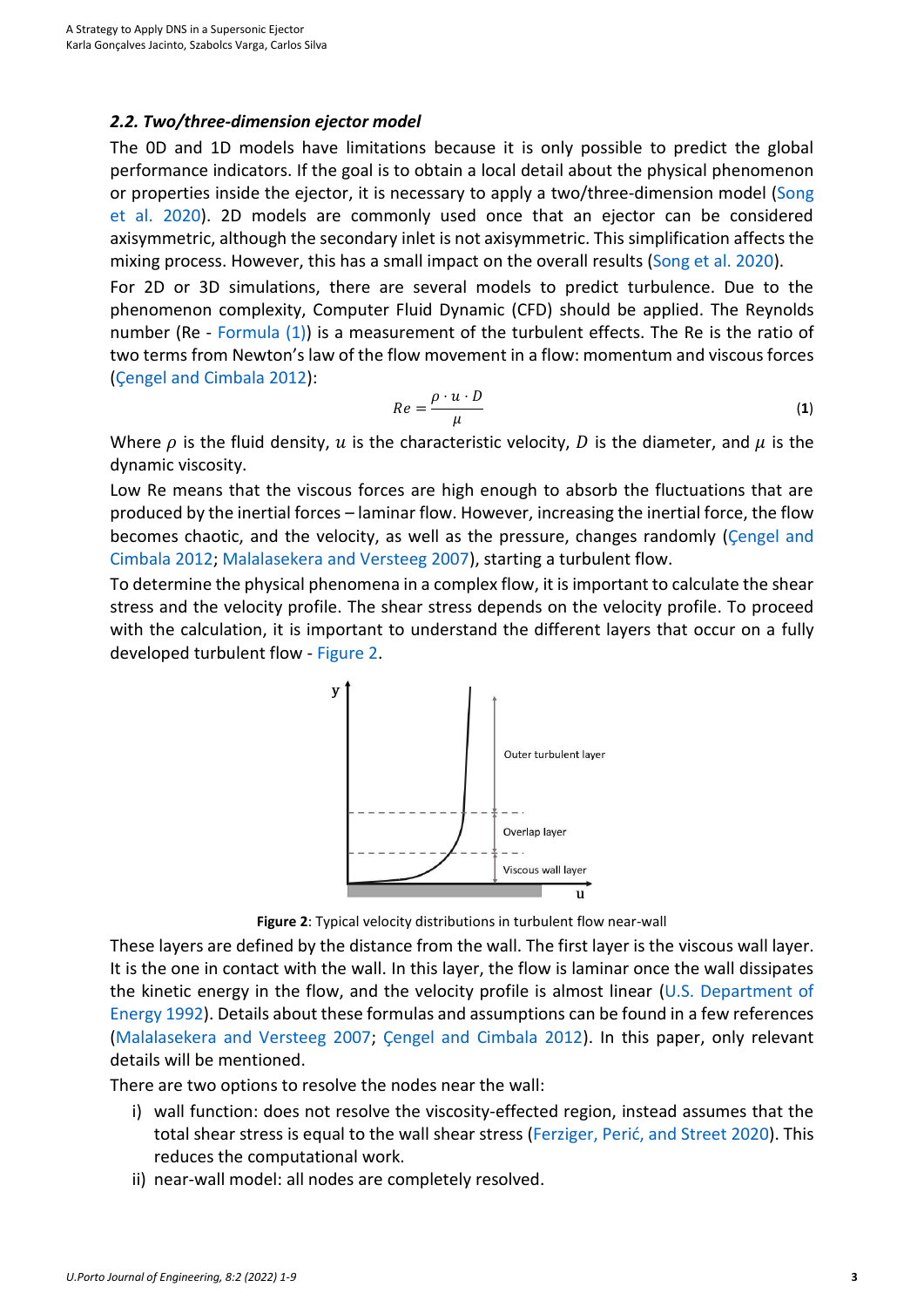### 2.2. Two/three-dimension ejector model

The 0D and 1D models have limitations because it is only possible to predict the global performance indicators. If the goal is to obtain a local detail about the physical phenomenon or properties inside the ejector, it is necessary to apply a two/three-dimension model (Song et al. 2020). 2D models are commonly used once that an ejector can be considered axisymmetric, although the secondary inlet is not axisymmetric. This simplification affects the mixing process. However, this has a small impact on the overall results (Song et al. 2020).

For 2D or 3D simulations, there are several models to predict turbulence. Due to the phenomenon complexity, Computer Fluid Dynamic (CFD) should be applied. The Reynolds number (Re - Formula (1)) is a measurement of the turbulent effects. The Re is the ratio of two terms from Newton's law of the flow movement in a flow: momentum and viscous forces (Çengel and Cimbala 2012):

$$Re = \frac{\rho \cdot u \cdot D}{\mu} \tag{1}$$

Where $\rho$ is the fluid density, $u$ is the characteristic velocity, $D$ is the diameter, and $\mu$ is the dynamic viscosity.

Low Re means that the viscous forces are high enough to absorb the fluctuations that are produced by the inertial forces – laminar flow. However, increasing the inertial force, the flow becomes chaotic, and the velocity, as well as the pressure, changes randomly (Çengel and Cimbala 2012; Malalasekera and Versteeg 2007), starting a turbulent flow.

To determine the physical phenomena in a complex flow, it is important to calculate the shear stress and the velocity profile. The shear stress depends on the velocity profile. To proceed with the calculation, it is important to understand the different layers that occur on a fully developed turbulent flow - Figure 2.

**Figure 2**: Typical velocity distributions in turbulent flow near-wall

These layers are defined by the distance from the wall. The first layer is the viscous wall layer. It is the one in contact with the wall. In this layer, the flow is laminar once the wall dissipates the kinetic energy in the flow, and the velocity profile is almost linear (U.S. Department of Energy 1992). Details about these formulas and assumptions can be found in a few references (Malalasekera and Versteeg 2007; Çengel and Cimbala 2012). In this paper, only relevant details will be mentioned.

There are two options to resolve the nodes near the wall:

i) wall function: does not resolve the viscosity-effected region, instead assumes that the total shear stress is equal to the wall shear stress (Ferziger, Perić, and Street 2020). This reduces the computational work.

ii) near-wall model: all nodes are completely resolved.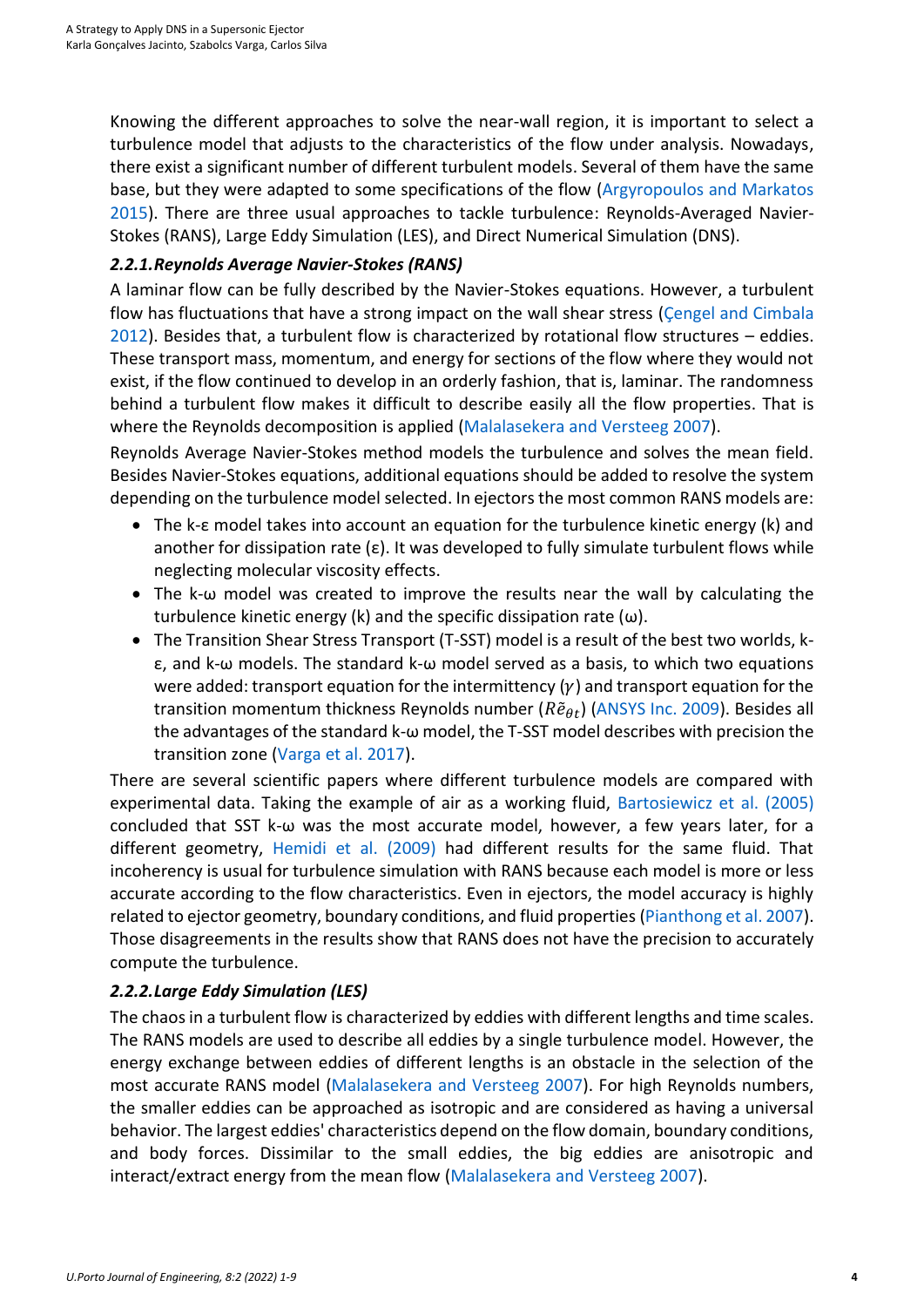Knowing the different approaches to solve the near-wall region, it is important to select a turbulence model that adjusts to the characteristics of the flow under analysis. Nowadays, there exist a significant number of different turbulent models. Several of them have the same base, but they were adapted to some specifications of the flow (Argyropoulos and Markatos 2015). There are three usual approaches to tackle turbulence: Reynolds-Averaged Navier-Stokes (RANS), Large Eddy Simulation (LES), and Direct Numerical Simulation (DNS).

### *2.2.1. Reynolds Average Navier-Stokes (RANS)*

A laminar flow can be fully described by the Navier-Stokes equations. However, a turbulent flow has fluctuations that have a strong impact on the wall shear stress (Çengel and Cimbala 2012). Besides that, a turbulent flow is characterized by rotational flow structures – eddies. These transport mass, momentum, and energy for sections of the flow where they would not exist, if the flow continued to develop in an orderly fashion, that is, laminar. The randomness behind a turbulent flow makes it difficult to describe easily all the flow properties. That is where the Reynolds decomposition is applied (Malalasekera and Versteeg 2007).

Reynolds Average Navier-Stokes method models the turbulence and solves the mean field. Besides Navier-Stokes equations, additional equations should be added to resolve the system depending on the turbulence model selected. In ejectors the most common RANS models are:

- The k-ε model takes into account an equation for the turbulence kinetic energy (k) and another for dissipation rate (ε). It was developed to fully simulate turbulent flows while neglecting molecular viscosity effects.
- The k-ω model was created to improve the results near the wall by calculating the turbulence kinetic energy (k) and the specific dissipation rate (ω).
- The Transition Shear Stress Transport (T-SST) model is a result of the best two worlds, k-ε, and k-ω models. The standard k-ω model served as a basis, to which two equations were added: transport equation for the intermittency ($\gamma$) and transport equation for the transition momentum thickness Reynolds number ($R\tilde{e}_{\theta t}$) (ANSYS Inc. 2009). Besides all the advantages of the standard k-ω model, the T-SST model describes with precision the transition zone (Varga et al. 2017).

There are several scientific papers where different turbulence models are compared with experimental data. Taking the example of air as a working fluid, Bartosiewicz et al. (2005) concluded that SST k-ω was the most accurate model, however, a few years later, for a different geometry, Hemidi et al. (2009) had different results for the same fluid. That incoherency is usual for turbulence simulation with RANS because each model is more or less accurate according to the flow characteristics. Even in ejectors, the model accuracy is highly related to ejector geometry, boundary conditions, and fluid properties (Pianthong et al. 2007). Those disagreements in the results show that RANS does not have the precision to accurately compute the turbulence.

### *2.2.2. Large Eddy Simulation (LES)*

The chaos in a turbulent flow is characterized by eddies with different lengths and time scales. The RANS models are used to describe all eddies by a single turbulence model. However, the energy exchange between eddies of different lengths is an obstacle in the selection of the most accurate RANS model (Malalasekera and Versteeg 2007). For high Reynolds numbers, the smaller eddies can be approached as isotropic and are considered as having a universal behavior. The largest eddies' characteristics depend on the flow domain, boundary conditions, and body forces. Dissimilar to the small eddies, the big eddies are anisotropic and interact/extract energy from the mean flow (Malalasekera and Versteeg 2007).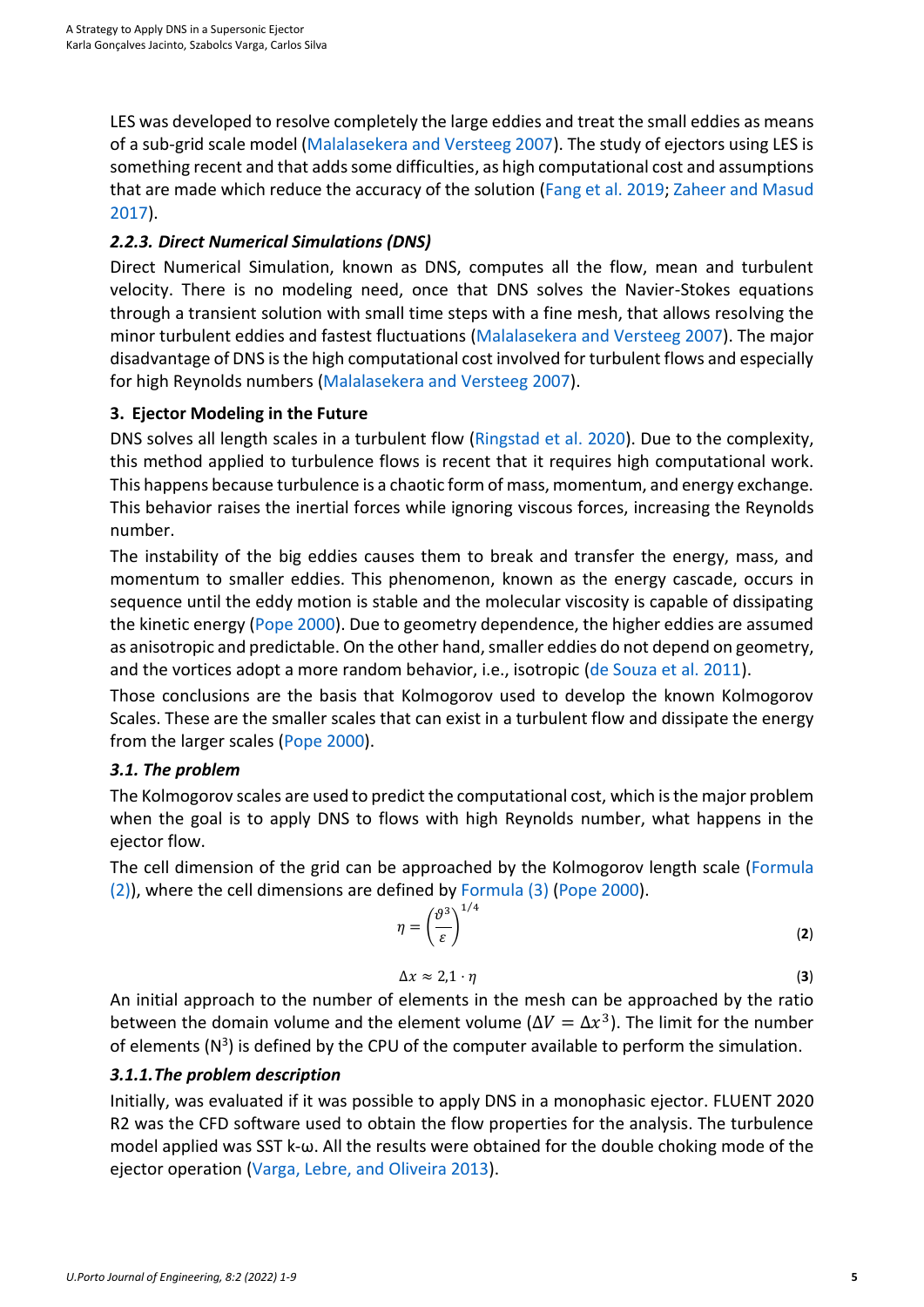LES was developed to resolve completely the large eddies and treat the small eddies as means of a sub-grid scale model (Malalasekera and Versteeg 2007). The study of ejectors using LES is something recent and that adds some difficulties, as high computational cost and assumptions that are made which reduce the accuracy of the solution (Fang et al. 2019; Zaheer and Masud 2017).

#### *2.2.3. Direct Numerical Simulations (DNS)*

Direct Numerical Simulation, known as DNS, computes all the flow, mean and turbulent velocity. There is no modeling need, once that DNS solves the Navier-Stokes equations through a transient solution with small time steps with a fine mesh, that allows resolving the minor turbulent eddies and fastest fluctuations (Malalasekera and Versteeg 2007). The major disadvantage of DNS is the high computational cost involved for turbulent flows and especially for high Reynolds numbers (Malalasekera and Versteeg 2007).

## 3. Ejector Modeling in the Future

DNS solves all length scales in a turbulent flow (Ringstad et al. 2020). Due to the complexity, this method applied to turbulence flows is recent that it requires high computational work. This happens because turbulence is a chaotic form of mass, momentum, and energy exchange. This behavior raises the inertial forces while ignoring viscous forces, increasing the Reynolds number.

The instability of the big eddies causes them to break and transfer the energy, mass, and momentum to smaller eddies. This phenomenon, known as the energy cascade, occurs in sequence until the eddy motion is stable and the molecular viscosity is capable of dissipating the kinetic energy (Pope 2000). Due to geometry dependence, the higher eddies are assumed as anisotropic and predictable. On the other hand, smaller eddies do not depend on geometry, and the vortices adopt a more random behavior, i.e., isotropic (de Souza et al. 2011).

Those conclusions are the basis that Kolmogorov used to develop the known Kolmogorov Scales. These are the smaller scales that can exist in a turbulent flow and dissipate the energy from the larger scales (Pope 2000).

### *3.1. The problem*

The Kolmogorov scales are used to predict the computational cost, which is the major problem when the goal is to apply DNS to flows with high Reynolds number, what happens in the ejector flow.

The cell dimension of the grid can be approached by the Kolmogorov length scale (Formula (2)), where the cell dimensions are defined by Formula (3) (Pope 2000).

$$\eta = \left(\frac{\vartheta^3}{\varepsilon}\right)^{1/4} \tag{2}$$

$$\Delta x \approx 2{,}1 \cdot \eta \tag{3}$$

An initial approach to the number of elements in the mesh can be approached by the ratio between the domain volume and the element volume ($\Delta V = \Delta x^3$). The limit for the number of elements ($N^3$) is defined by the CPU of the computer available to perform the simulation.

#### *3.1.1. The problem description*

Initially, was evaluated if it was possible to apply DNS in a monophasic ejector. FLUENT 2020 R2 was the CFD software used to obtain the flow properties for the analysis. The turbulence model applied was SST k-ω. All the results were obtained for the double choking mode of the ejector operation (Varga, Lebre, and Oliveira 2013).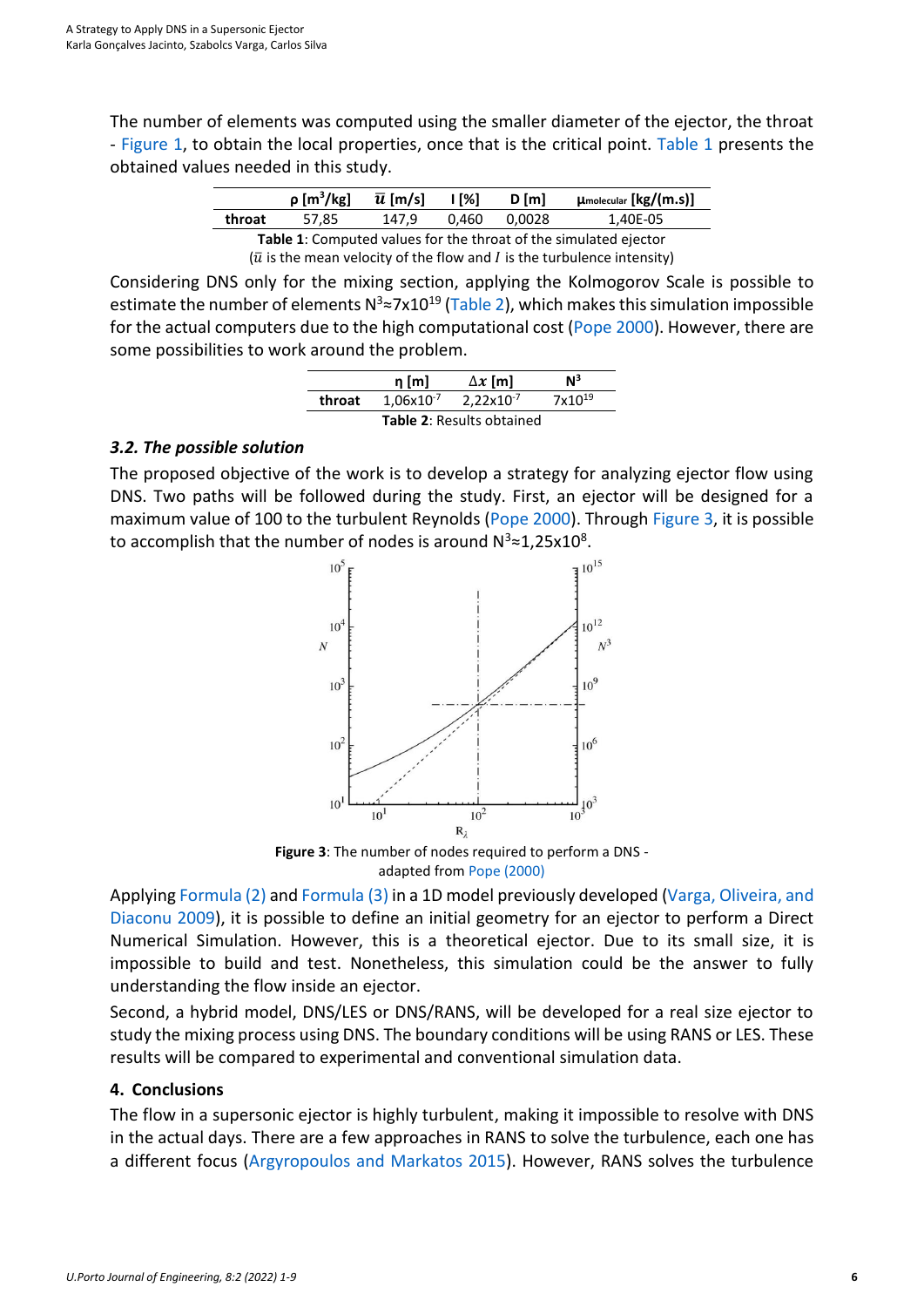The number of elements was computed using the smaller diameter of the ejector, the throat - Figure 1, to obtain the local properties, once that is the critical point. Table 1 presents the obtained values needed in this study.

| | ρ [m³/kg] | $\overline{u}$ [m/s] | I [%] | D [m] | $\mu_{molecular}$ [kg/(m.s)] |
|---|---|---|---|---|---|
| throat | 57,85 | 147,9 | 0,460 | 0,0028 | 1,40E-05 |

**Table 1**: Computed values for the throat of the simulated ejector
($\overline{u}$ is the mean velocity of the flow and $I$ is the turbulence intensity)

Considering DNS only for the mixing section, applying the Kolmogorov Scale is possible to estimate the number of elements $N^3 \approx 7 \times 10^{19}$ (Table 2), which makes this simulation impossible for the actual computers due to the high computational cost (Pope 2000). However, there are some possibilities to work around the problem.

| | η [m] | $\Delta x$ [m] | $N^3$ |
|---|---|---|---|
| throat | $1{,}06 \times 10^{-7}$ | $2{,}22 \times 10^{-7}$ | $7 \times 10^{19}$ |

**Table 2**: Results obtained

### *3.2. The possible solution*

The proposed objective of the work is to develop a strategy for analyzing ejector flow using DNS. Two paths will be followed during the study. First, an ejector will be designed for a maximum value of 100 to the turbulent Reynolds (Pope 2000). Through Figure 3, it is possible to accomplish that the number of nodes is around $N^3 \approx 1{,}25 \times 10^8$.

**Figure 3**: The number of nodes required to perform a DNS - adapted from Pope (2000)

Applying Formula (2) and Formula (3) in a 1D model previously developed (Varga, Oliveira, and Diaconu 2009), it is possible to define an initial geometry for an ejector to perform a Direct Numerical Simulation. However, this is a theoretical ejector. Due to its small size, it is impossible to build and test. Nonetheless, this simulation could be the answer to fully understanding the flow inside an ejector.

Second, a hybrid model, DNS/LES or DNS/RANS, will be developed for a real size ejector to study the mixing process using DNS. The boundary conditions will be using RANS or LES. These results will be compared to experimental and conventional simulation data.

## 4. Conclusions

The flow in a supersonic ejector is highly turbulent, making it impossible to resolve with DNS in the actual days. There are a few approaches in RANS to solve the turbulence, each one has a different focus (Argyropoulos and Markatos 2015). However, RANS solves the turbulence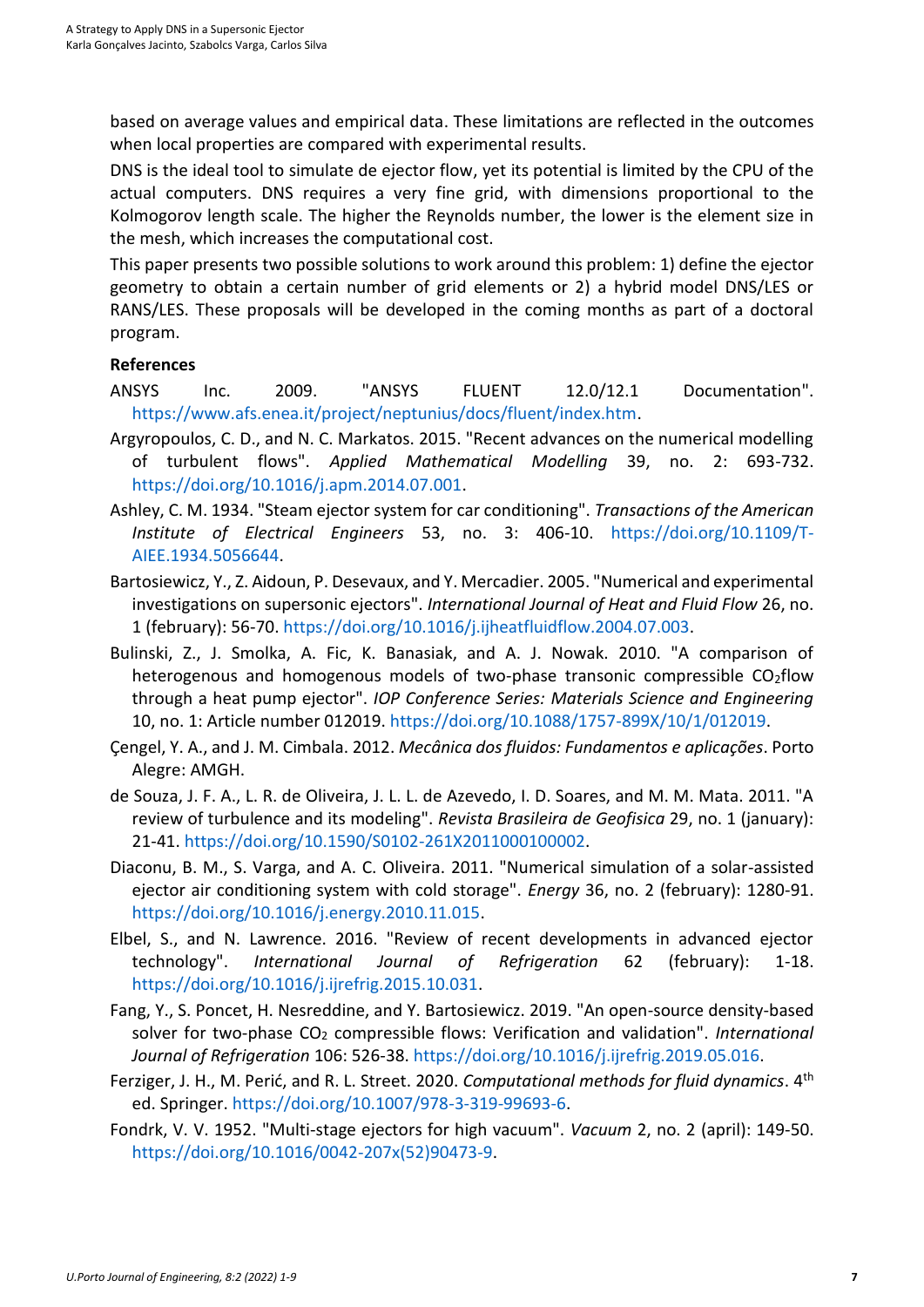based on average values and empirical data. These limitations are reflected in the outcomes when local properties are compared with experimental results.

DNS is the ideal tool to simulate de ejector flow, yet its potential is limited by the CPU of the actual computers. DNS requires a very fine grid, with dimensions proportional to the Kolmogorov length scale. The higher the Reynolds number, the lower is the element size in the mesh, which increases the computational cost.

This paper presents two possible solutions to work around this problem: 1) define the ejector geometry to obtain a certain number of grid elements or 2) a hybrid model DNS/LES or RANS/LES. These proposals will be developed in the coming months as part of a doctoral program.

## References

ANSYS Inc. 2009. "ANSYS FLUENT 12.0/12.1 Documentation". https://www.afs.enea.it/project/neptunius/docs/fluent/index.htm.

Argyropoulos, C. D., and N. C. Markatos. 2015. "Recent advances on the numerical modelling of turbulent flows". *Applied Mathematical Modelling* 39, no. 2: 693-732. https://doi.org/10.1016/j.apm.2014.07.001.

Ashley, C. M. 1934. "Steam ejector system for car conditioning". *Transactions of the American Institute of Electrical Engineers* 53, no. 3: 406-10. https://doi.org/10.1109/T-AIEE.1934.5056644.

Bartosiewicz, Y., Z. Aidoun, P. Desevaux, and Y. Mercadier. 2005. "Numerical and experimental investigations on supersonic ejectors". *International Journal of Heat and Fluid Flow* 26, no. 1 (february): 56-70. https://doi.org/10.1016/j.ijheatfluidflow.2004.07.003.

Bulinski, Z., J. Smolka, A. Fic, K. Banasiak, and A. J. Nowak. 2010. "A comparison of heterogenous and homogenous models of two-phase transonic compressible $CO_2$flow through a heat pump ejector". *IOP Conference Series: Materials Science and Engineering* 10, no. 1: Article number 012019. https://doi.org/10.1088/1757-899X/10/1/012019.

Çengel, Y. A., and J. M. Cimbala. 2012. *Mecânica dos fluidos: Fundamentos e aplicações*. Porto Alegre: AMGH.

de Souza, J. F. A., L. R. de Oliveira, J. L. L. de Azevedo, I. D. Soares, and M. M. Mata. 2011. "A review of turbulence and its modeling". *Revista Brasileira de Geofisica* 29, no. 1 (january): 21-41. https://doi.org/10.1590/S0102-261X2011000100002.

Diaconu, B. M., S. Varga, and A. C. Oliveira. 2011. "Numerical simulation of a solar-assisted ejector air conditioning system with cold storage". *Energy* 36, no. 2 (february): 1280-91. https://doi.org/10.1016/j.energy.2010.11.015.

Elbel, S., and N. Lawrence. 2016. "Review of recent developments in advanced ejector technology". *International Journal of Refrigeration* 62 (february): 1-18. https://doi.org/10.1016/j.ijrefrig.2015.10.031.

Fang, Y., S. Poncet, H. Nesreddine, and Y. Bartosiewicz. 2019. "An open-source density-based solver for two-phase $CO_2$ compressible flows: Verification and validation". *International Journal of Refrigeration* 106: 526-38. https://doi.org/10.1016/j.ijrefrig.2019.05.016.

Ferziger, J. H., M. Perić, and R. L. Street. 2020. *Computational methods for fluid dynamics*. 4th ed. Springer. https://doi.org/10.1007/978-3-319-99693-6.

Fondrk, V. V. 1952. "Multi-stage ejectors for high vacuum". *Vacuum* 2, no. 2 (april): 149-50. https://doi.org/10.1016/0042-207x(52)90473-9.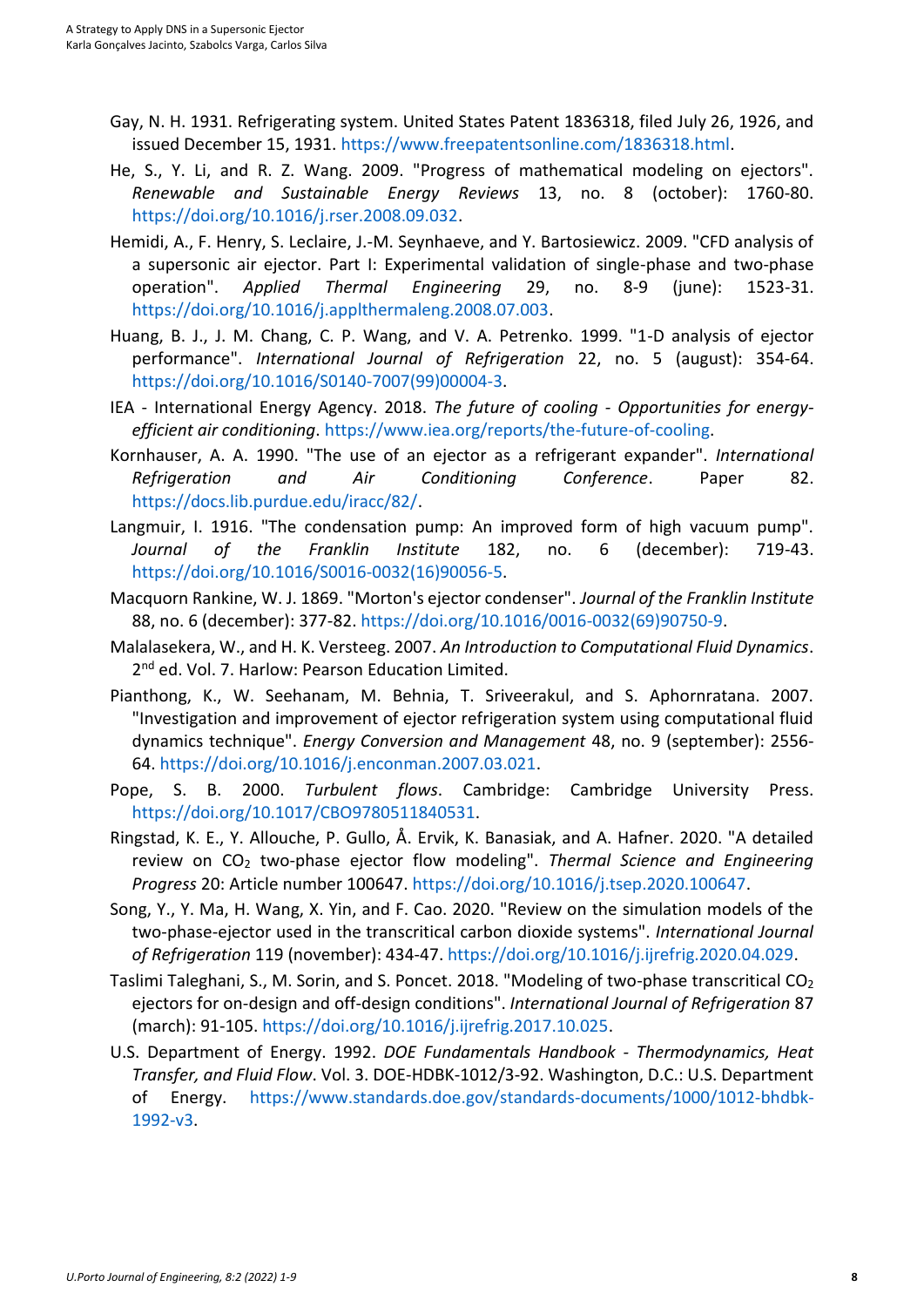Gay, N. H. 1931. Refrigerating system. United States Patent 1836318, filed July 26, 1926, and issued December 15, 1931. https://www.freepatentsonline.com/1836318.html.

He, S., Y. Li, and R. Z. Wang. 2009. "Progress of mathematical modeling on ejectors". *Renewable and Sustainable Energy Reviews* 13, no. 8 (october): 1760-80. https://doi.org/10.1016/j.rser.2008.09.032.

Hemidi, A., F. Henry, S. Leclaire, J.-M. Seynhaeve, and Y. Bartosiewicz. 2009. "CFD analysis of a supersonic air ejector. Part I: Experimental validation of single-phase and two-phase operation". *Applied Thermal Engineering* 29, no. 8-9 (june): 1523-31. https://doi.org/10.1016/j.applthermaleng.2008.07.003.

Huang, B. J., J. M. Chang, C. P. Wang, and V. A. Petrenko. 1999. "1-D analysis of ejector performance". *International Journal of Refrigeration* 22, no. 5 (august): 354-64. https://doi.org/10.1016/S0140-7007(99)00004-3.

IEA - International Energy Agency. 2018. *The future of cooling - Opportunities for energy-efficient air conditioning*. https://www.iea.org/reports/the-future-of-cooling.

Kornhauser, A. A. 1990. "The use of an ejector as a refrigerant expander". *International Refrigeration and Air Conditioning Conference*. Paper 82. https://docs.lib.purdue.edu/iracc/82/.

Langmuir, I. 1916. "The condensation pump: An improved form of high vacuum pump". *Journal of the Franklin Institute* 182, no. 6 (december): 719-43. https://doi.org/10.1016/S0016-0032(16)90056-5.

Macquorn Rankine, W. J. 1869. "Morton's ejector condenser". *Journal of the Franklin Institute* 88, no. 6 (december): 377-82. https://doi.org/10.1016/0016-0032(69)90750-9.

Malalasekera, W., and H. K. Versteeg. 2007. *An Introduction to Computational Fluid Dynamics*. 2nd ed. Vol. 7. Harlow: Pearson Education Limited.

Pianthong, K., W. Seehanam, M. Behnia, T. Sriveerakul, and S. Aphornratana. 2007. "Investigation and improvement of ejector refrigeration system using computational fluid dynamics technique". *Energy Conversion and Management* 48, no. 9 (september): 2556-64. https://doi.org/10.1016/j.enconman.2007.03.021.

Pope, S. B. 2000. *Turbulent flows*. Cambridge: Cambridge University Press. https://doi.org/10.1017/CBO9780511840531.

Ringstad, K. E., Y. Allouche, P. Gullo, Å. Ervik, K. Banasiak, and A. Hafner. 2020. "A detailed review on $CO_2$ two-phase ejector flow modeling". *Thermal Science and Engineering Progress* 20: Article number 100647. https://doi.org/10.1016/j.tsep.2020.100647.

Song, Y., Y. Ma, H. Wang, X. Yin, and F. Cao. 2020. "Review on the simulation models of the two-phase-ejector used in the transcritical carbon dioxide systems". *International Journal of Refrigeration* 119 (november): 434-47. https://doi.org/10.1016/j.ijrefrig.2020.04.029.

Taslimi Taleghani, S., M. Sorin, and S. Poncet. 2018. "Modeling of two-phase transcritical $CO_2$ ejectors for on-design and off-design conditions". *International Journal of Refrigeration* 87 (march): 91-105. https://doi.org/10.1016/j.ijrefrig.2017.10.025.

U.S. Department of Energy. 1992. *DOE Fundamentals Handbook - Thermodynamics, Heat Transfer, and Fluid Flow*. Vol. 3. DOE-HDBK-1012/3-92. Washington, D.C.: U.S. Department of Energy. https://www.standards.doe.gov/standards-documents/1000/1012-bhdbk-1992-v3.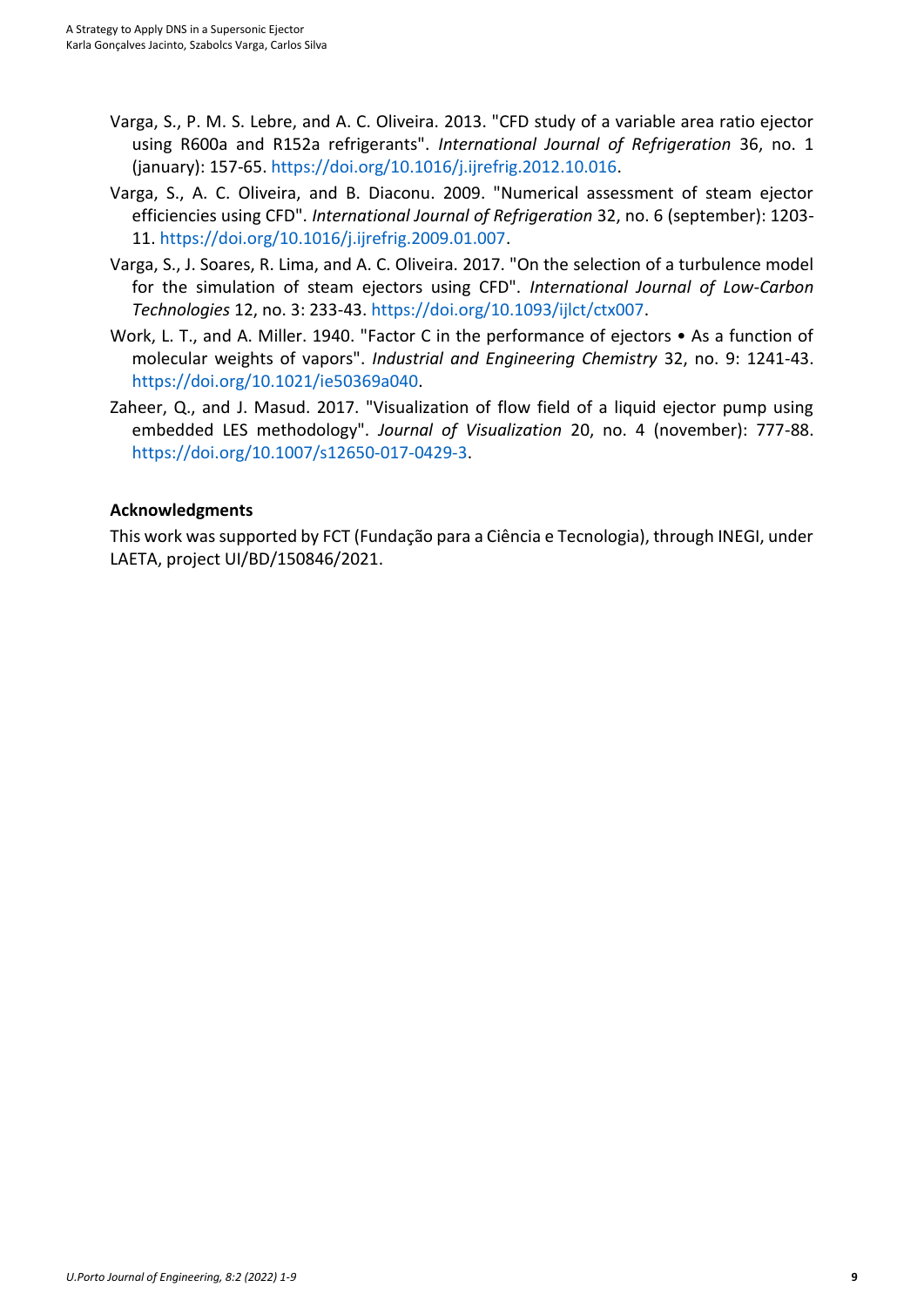Varga, S., P. M. S. Lebre, and A. C. Oliveira. 2013. "CFD study of a variable area ratio ejector using R600a and R152a refrigerants". *International Journal of Refrigeration* 36, no. 1 (january): 157-65. https://doi.org/10.1016/j.ijrefrig.2012.10.016.

Varga, S., A. C. Oliveira, and B. Diaconu. 2009. "Numerical assessment of steam ejector efficiencies using CFD". *International Journal of Refrigeration* 32, no. 6 (september): 1203-11. https://doi.org/10.1016/j.ijrefrig.2009.01.007.

Varga, S., J. Soares, R. Lima, and A. C. Oliveira. 2017. "On the selection of a turbulence model for the simulation of steam ejectors using CFD". *International Journal of Low-Carbon Technologies* 12, no. 3: 233-43. https://doi.org/10.1093/ijlct/ctx007.

Work, L. T., and A. Miller. 1940. "Factor C in the performance of ejectors • As a function of molecular weights of vapors". *Industrial and Engineering Chemistry* 32, no. 9: 1241-43. https://doi.org/10.1021/ie50369a040.

Zaheer, Q., and J. Masud. 2017. "Visualization of flow field of a liquid ejector pump using embedded LES methodology". *Journal of Visualization* 20, no. 4 (november): 777-88. https://doi.org/10.1007/s12650-017-0429-3.

## Acknowledgments

This work was supported by FCT (Fundação para a Ciência e Tecnologia), through INEGI, under LAETA, project UI/BD/150846/2021.